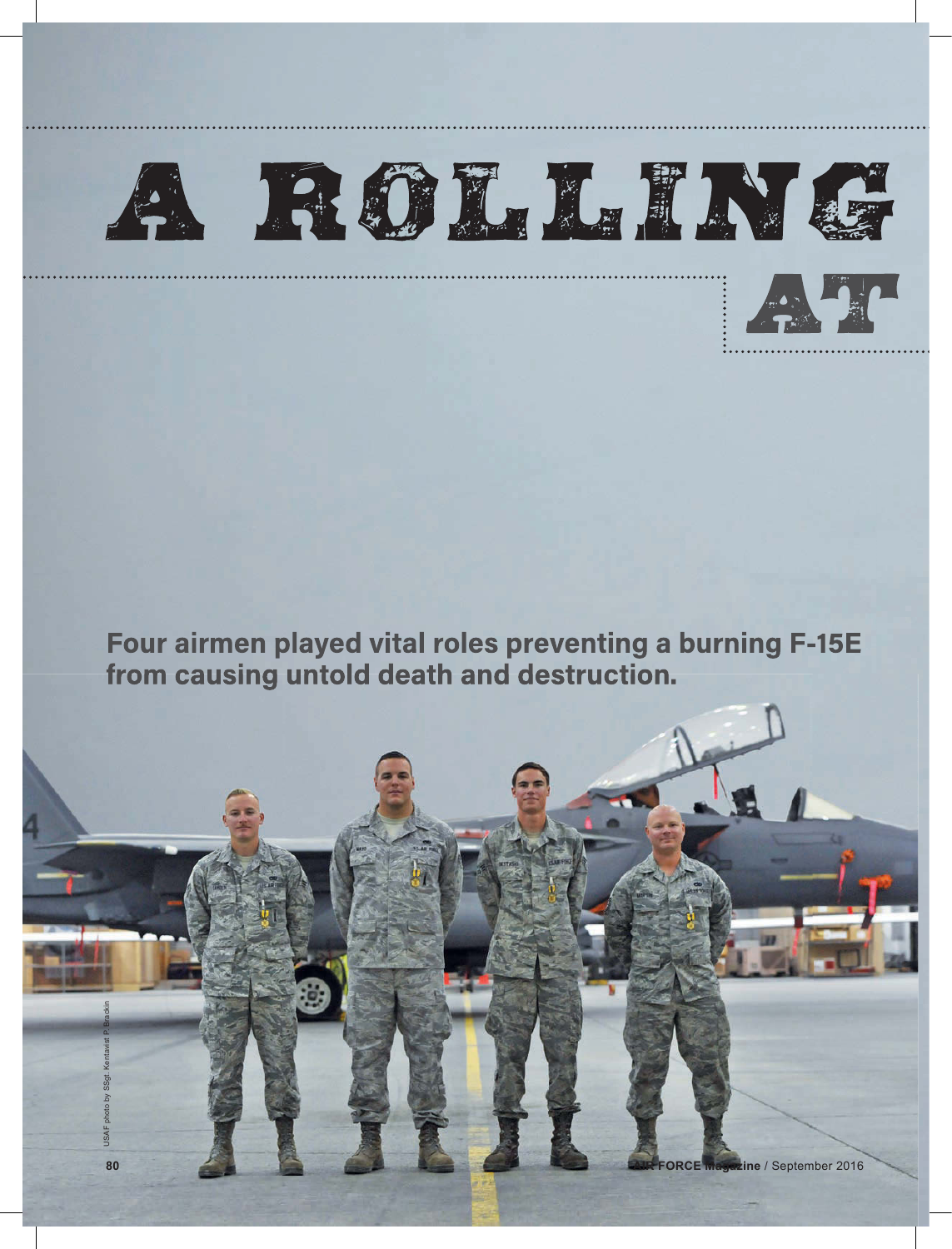# A ROLLING AT

**Four airmen played vital roles preventing a burning F-15E from causing untold death and destruction.**

USAF photo by SSgt. Kentavist P. Brackin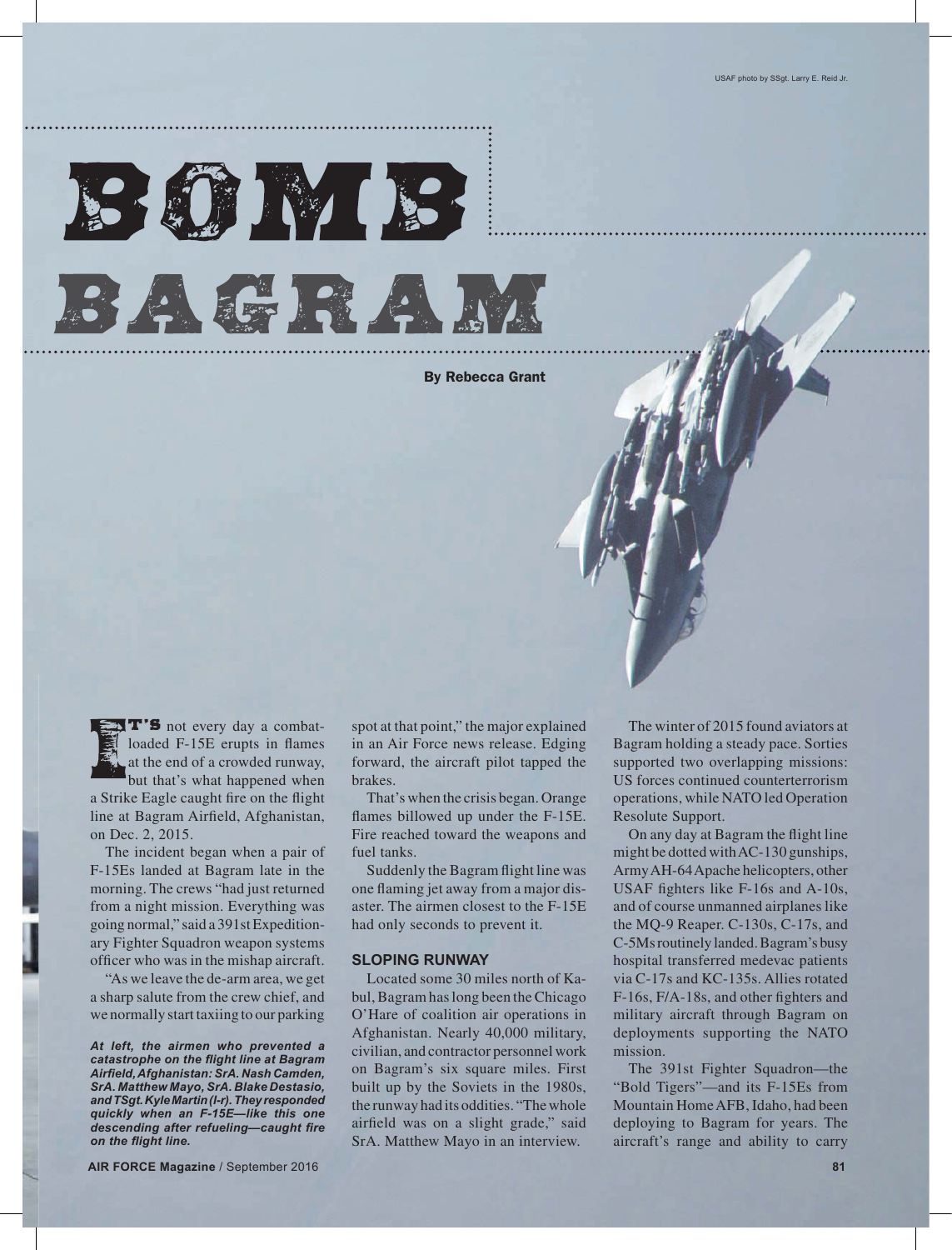USAF photo by SSgt. Larry E. Reid Jr.

# BOMB BAGRAM

**By Rebecca Grant**

IT'S not every day a combat-loaded F-15E erupts in flames at the end of a crowded runway, but that's what happened when a Strike Eagle caught fire on the flight line at Bagram Airfield, Afghanistan, on Dec. 2, 2015.

The incident began when a pair of F-15Es landed at Bagram late in the morning. The crews "had just returned from a night mission. Everything was going normal," said a 391st Expeditionary Fighter Squadron weapon systems officer who was in the mishap aircraft.

"As we leave the de-arm area, we get a sharp salute from the crew chief, and we normally start taxiing to our parking spot at that point," the major explained in an Air Force news release. Edging forward, the aircraft pilot tapped the brakes.

That's when the crisis began. Orange flames billowed up under the F-15E. Fire reached toward the weapons and fuel tanks.

Suddenly the Bagram flight line was one flaming jet away from a major disaster. The airmen closest to the F-15E had only seconds to prevent it.

***At left, the airmen who prevented a catastrophe on the flight line at Bagram Airfield, Afghanistan: SrA. Nash Camden, SrA. Matthew Mayo, SrA. Blake Destasio, and TSgt. Kyle Martin (l-r). They responded quickly when an F-15E—like this one descending after refueling—caught fire on the flight line.***

## SLOPING RUNWAY

Located some 30 miles north of Kabul, Bagram has long been the Chicago O'Hare of coalition air operations in Afghanistan. Nearly 40,000 military, civilian, and contractor personnel work on Bagram's six square miles. First built up by the Soviets in the 1980s, the runway had its oddities. "The whole airfield was on a slight grade," said SrA. Matthew Mayo in an interview.

The winter of 2015 found aviators at Bagram holding a steady pace. Sorties supported two overlapping missions: US forces continued counterterrorism operations, while NATO led Operation Resolute Support.

On any day at Bagram the flight line might be dotted with AC-130 gunships, Army AH-64 Apache helicopters, other USAF fighters like F-16s and A-10s, and of course unmanned airplanes like the MQ-9 Reaper. C-130s, C-17s, and C-5Ms routinely landed. Bagram's busy hospital transferred medevac patients via C-17s and KC-135s. Allies rotated F-16s, F/A-18s, and other fighters and military aircraft through Bagram on deployments supporting the NATO mission.

The 391st Fighter Squadron—the "Bold Tigers"—and its F-15Es from Mountain Home AFB, Idaho, had been deploying to Bagram for years. The aircraft's range and ability to carry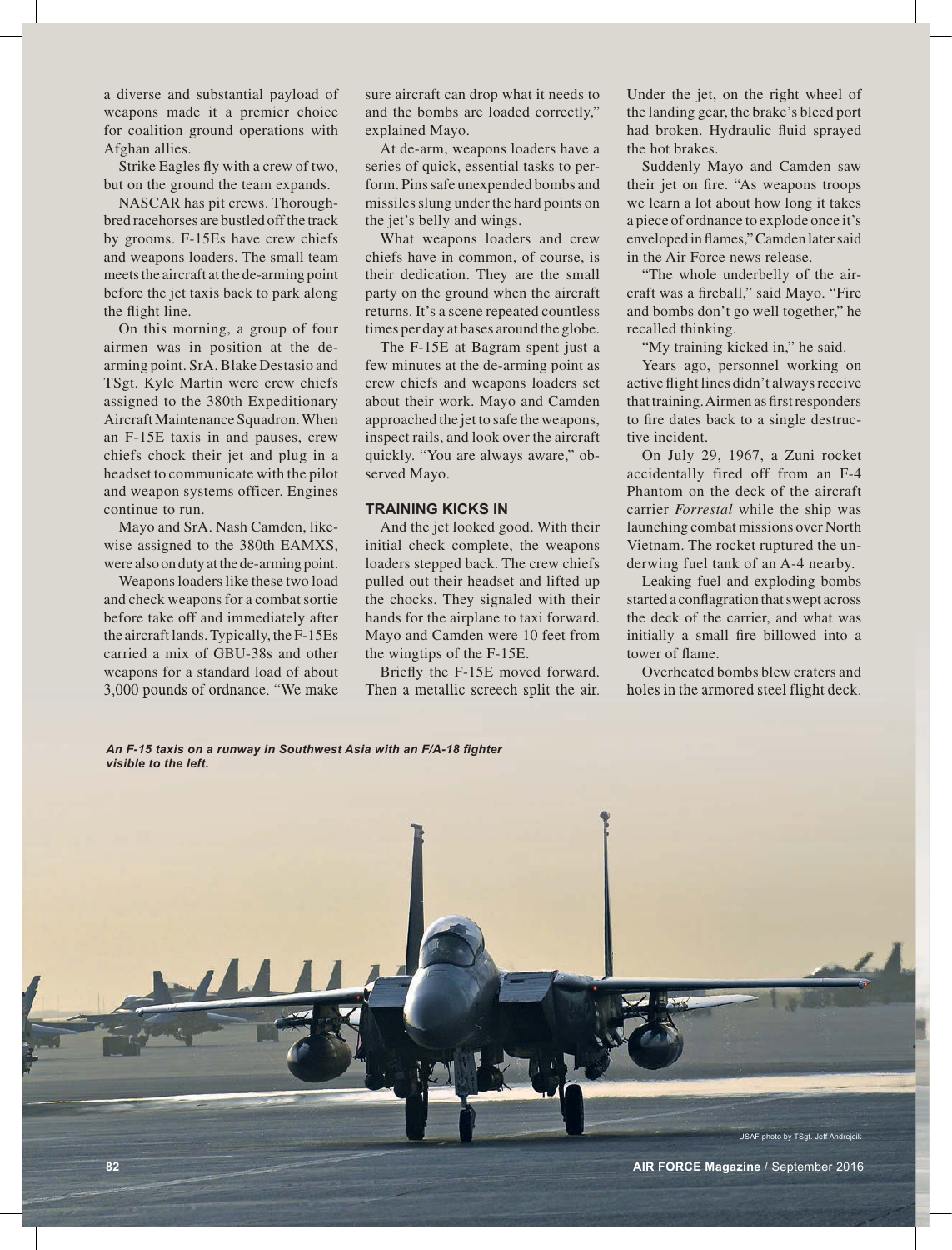a diverse and substantial payload of weapons made it a premier choice for coalition ground operations with Afghan allies.

Strike Eagles fly with a crew of two, but on the ground the team expands.

NASCAR has pit crews. Thoroughbred racehorses are bustled off the track by grooms. F-15Es have crew chiefs and weapons loaders. The small team meets the aircraft at the de-arming point before the jet taxis back to park along the flight line.

On this morning, a group of four airmen was in position at the de-arming point. SrA. Blake Destasio and TSgt. Kyle Martin were crew chiefs assigned to the 380th Expeditionary Aircraft Maintenance Squadron. When an F-15E taxis in and pauses, crew chiefs chock their jet and plug in a headset to communicate with the pilot and weapon systems officer. Engines continue to run.

Mayo and SrA. Nash Camden, likewise assigned to the 380th EAMXS, were also on duty at the de-arming point.

Weapons loaders like these two load and check weapons for a combat sortie before take off and immediately after the aircraft lands. Typically, the F-15Es carried a mix of GBU-38s and other weapons for a standard load of about 3,000 pounds of ordnance. "We make sure aircraft can drop what it needs to and the bombs are loaded correctly," explained Mayo.

At de-arm, weapons loaders have a series of quick, essential tasks to perform. Pins safe unexpended bombs and missiles slung under the hard points on the jet's belly and wings.

What weapons loaders and crew chiefs have in common, of course, is their dedication. They are the small party on the ground when the aircraft returns. It's a scene repeated countless times per day at bases around the globe.

The F-15E at Bagram spent just a few minutes at the de-arming point as crew chiefs and weapons loaders set about their work. Mayo and Camden approached the jet to safe the weapons, inspect rails, and look over the aircraft quickly. "You are always aware," observed Mayo.

### TRAINING KICKS IN

And the jet looked good. With their initial check complete, the weapons loaders stepped back. The crew chiefs pulled out their headset and lifted up the chocks. They signaled with their hands for the airplane to taxi forward. Mayo and Camden were 10 feet from the wingtips of the F-15E.

Briefly the F-15E moved forward. Then a metallic screech split the air. Under the jet, on the right wheel of the landing gear, the brake's bleed port had broken. Hydraulic fluid sprayed the hot brakes.

Suddenly Mayo and Camden saw their jet on fire. "As weapons troops we learn a lot about how long it takes a piece of ordnance to explode once it's enveloped in flames," Camden later said in the Air Force news release.

"The whole underbelly of the aircraft was a fireball," said Mayo. "Fire and bombs don't go well together," he recalled thinking.

"My training kicked in," he said.

Years ago, personnel working on active flight lines didn't always receive that training. Airmen as first responders to fire dates back to a single destructive incident.

On July 29, 1967, a Zuni rocket accidentally fired off from an F-4 Phantom on the deck of the aircraft carrier *Forrestal* while the ship was launching combat missions over North Vietnam. The rocket ruptured the underwing fuel tank of an A-4 nearby.

Leaking fuel and exploding bombs started a conflagration that swept across the deck of the carrier, and what was initially a small fire billowed into a tower of flame.

Overheated bombs blew craters and holes in the armored steel flight deck.

***An F-15 taxis on a runway in Southwest Asia with an F/A-18 fighter visible to the left.***

USAF photo by TSgt. Jeff Andrejcik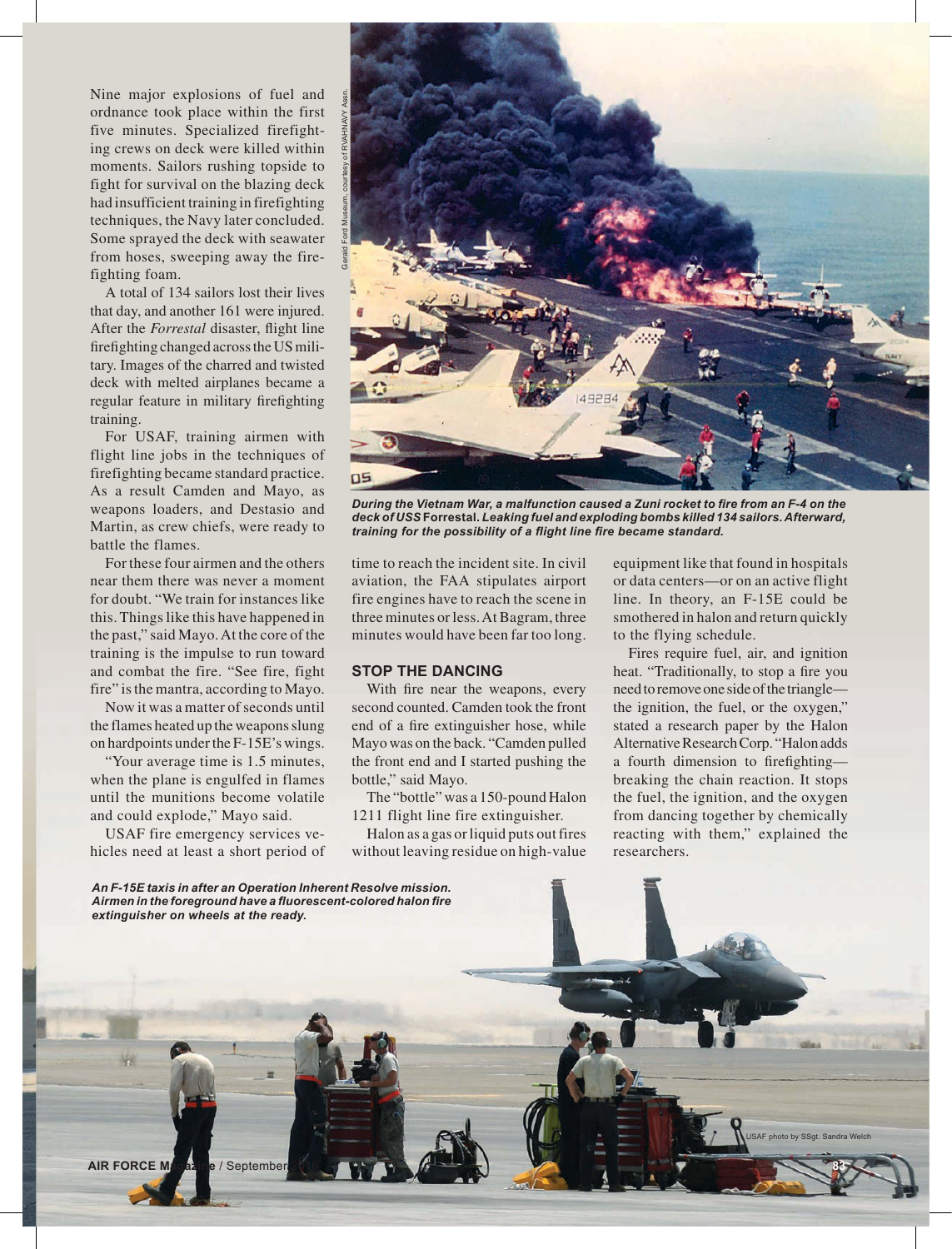Nine major explosions of fuel and ordnance took place within the first five minutes. Specialized firefighting crews on deck were killed within moments. Sailors rushing topside to fight for survival on the blazing deck had insufficient training in firefighting techniques, the Navy later concluded. Some sprayed the deck with seawater from hoses, sweeping away the firefighting foam.

A total of 134 sailors lost their lives that day, and another 161 were injured. After the *Forrestal* disaster, flight line firefighting changed across the US military. Images of the charred and twisted deck with melted airplanes became a regular feature in military firefighting training.

For USAF, training airmen with flight line jobs in the techniques of firefighting became standard practice. As a result Camden and Mayo, as weapons loaders, and Destasio and Martin, as crew chiefs, were ready to battle the flames.

For these four airmen and the others near them there was never a moment for doubt. "We train for instances like this. Things like this have happened in the past," said Mayo. At the core of the training is the impulse to run toward and combat the fire. "See fire, fight fire" is the mantra, according to Mayo.

Now it was a matter of seconds until the flames heated up the weapons slung on hardpoints under the F-15E's wings.

"Your average time is 1.5 minutes, when the plane is engulfed in flames until the munitions become volatile and could explode," Mayo said.

USAF fire emergency services vehicles need at least a short period of time to reach the incident site. In civil aviation, the FAA stipulates airport fire engines have to reach the scene in three minutes or less. At Bagram, three minutes would have been far too long.

*During the Vietnam War, a malfunction caused a Zuni rocket to fire from an F-4 on the deck of USS* **Forrestal**. *Leaking fuel and exploding bombs killed 134 sailors. Afterward, training for the possibility of a flight line fire became standard.*

## STOP THE DANCING

With fire near the weapons, every second counted. Camden took the front end of a fire extinguisher hose, while Mayo was on the back. "Camden pulled the front end and I started pushing the bottle," said Mayo.

The "bottle" was a 150-pound Halon 1211 flight line fire extinguisher.

Halon as a gas or liquid puts out fires without leaving residue on high-value equipment like that found in hospitals or data centers—or on an active flight line. In theory, an F-15E could be smothered in halon and return quickly to the flying schedule.

Fires require fuel, air, and ignition heat. "Traditionally, to stop a fire you need to remove one side of the triangle—the ignition, the fuel, or the oxygen," stated a research paper by the Halon Alternative Research Corp. "Halon adds a fourth dimension to firefighting—breaking the chain reaction. It stops the fuel, the ignition, and the oxygen from dancing together by chemically reacting with them," explained the researchers.

*An F-15E taxis in after an Operation Inherent Resolve mission. Airmen in the foreground have a fluorescent-colored halon fire extinguisher on wheels at the ready.*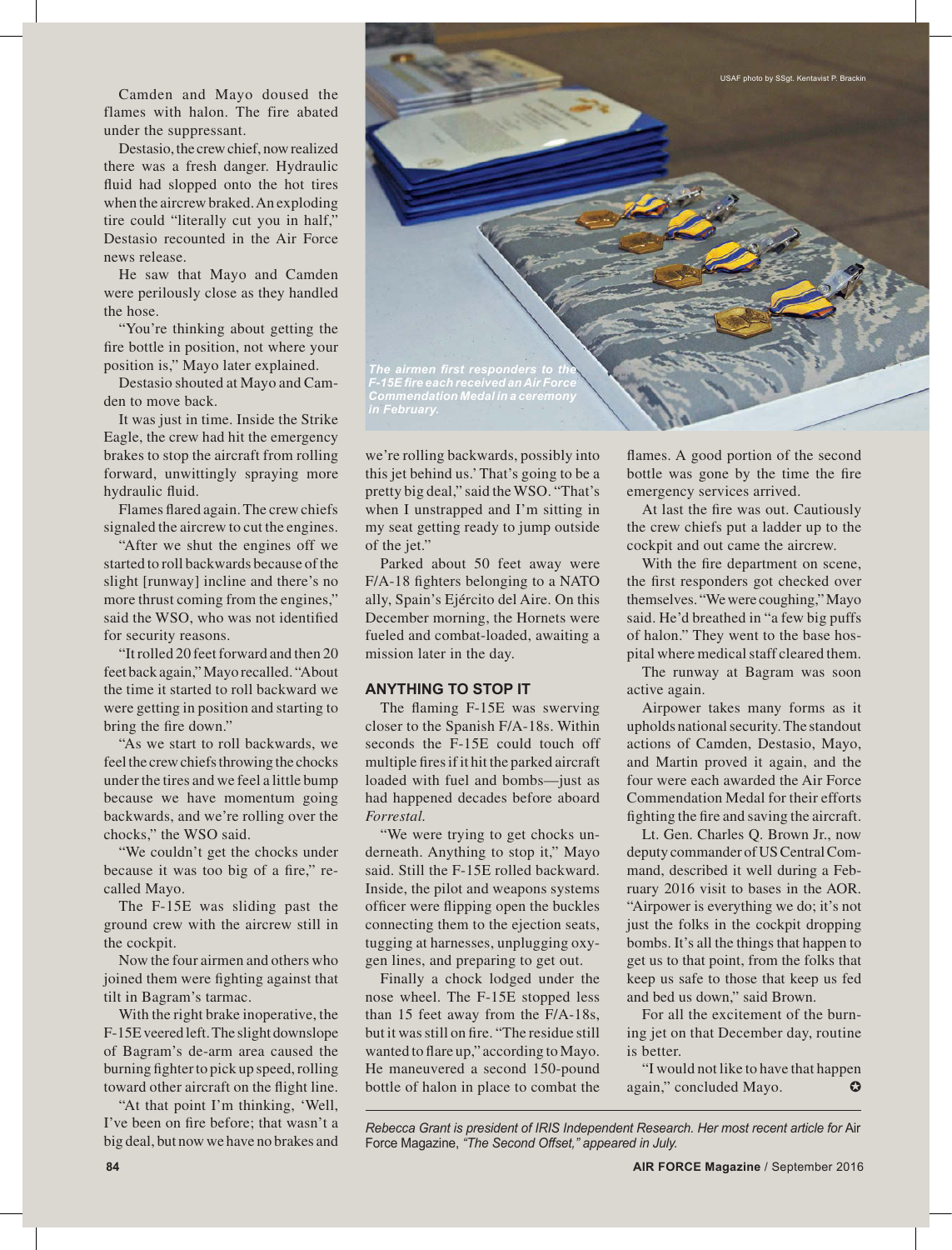Camden and Mayo doused the flames with halon. The fire abated under the suppressant.

Destasio, the crew chief, now realized there was a fresh danger. Hydraulic fluid had slopped onto the hot tires when the aircrew braked. An exploding tire could "literally cut you in half," Destasio recounted in the Air Force news release.

He saw that Mayo and Camden were perilously close as they handled the hose.

"You're thinking about getting the fire bottle in position, not where your position is," Mayo later explained.

Destasio shouted at Mayo and Camden to move back.

It was just in time. Inside the Strike Eagle, the crew had hit the emergency brakes to stop the aircraft from rolling forward, unwittingly spraying more hydraulic fluid.

Flames flared again. The crew chiefs signaled the aircrew to cut the engines.

"After we shut the engines off we started to roll backwards because of the slight [runway] incline and there's no more thrust coming from the engines," said the WSO, who was not identified for security reasons.

"It rolled 20 feet forward and then 20 feet back again," Mayo recalled. "About the time it started to roll backward we were getting in position and starting to bring the fire down."

"As we start to roll backwards, we feel the crew chiefs throwing the chocks under the tires and we feel a little bump because we have momentum going backwards, and we're rolling over the chocks," the WSO said.

"We couldn't get the chocks under because it was too big of a fire," recalled Mayo.

The F-15E was sliding past the ground crew with the aircrew still in the cockpit.

Now the four airmen and others who joined them were fighting against that tilt in Bagram's tarmac.

With the right brake inoperative, the F-15E veered left. The slight downslope of Bagram's de-arm area caused the burning fighter to pick up speed, rolling toward other aircraft on the flight line.

"At that point I'm thinking, 'Well, I've been on fire before; that wasn't a big deal, but now we have no brakes and we're rolling backwards, possibly into this jet behind us.' That's going to be a pretty big deal," said the WSO. "That's when I unstrapped and I'm sitting in my seat getting ready to jump outside of the jet."

Parked about 50 feet away were F/A-18 fighters belonging to a NATO ally, Spain's Ejército del Aire. On this December morning, the Hornets were fueled and combat-loaded, awaiting a mission later in the day.

USAF photo by SSgt. Kentavist P. Brackin

*The airmen first responders to the F-15E fire each received an Air Force Commendation Medal in a ceremony in February.*

## ANYTHING TO STOP IT

The flaming F-15E was swerving closer to the Spanish F/A-18s. Within seconds the F-15E could touch off multiple fires if it hit the parked aircraft loaded with fuel and bombs—just as had happened decades before aboard *Forrestal.*

"We were trying to get chocks underneath. Anything to stop it," Mayo said. Still the F-15E rolled backward. Inside, the pilot and weapons systems officer were flipping open the buckles connecting them to the ejection seats, tugging at harnesses, unplugging oxygen lines, and preparing to get out.

Finally a chock lodged under the nose wheel. The F-15E stopped less than 15 feet away from the F/A-18s, but it was still on fire. "The residue still wanted to flare up," according to Mayo. He maneuvered a second 150-pound bottle of halon in place to combat the flames. A good portion of the second bottle was gone by the time the fire emergency services arrived.

At last the fire was out. Cautiously the crew chiefs put a ladder up to the cockpit and out came the aircrew.

With the fire department on scene, the first responders got checked over themselves. "We were coughing," Mayo said. He'd breathed in "a few big puffs of halon." They went to the base hospital where medical staff cleared them.

The runway at Bagram was soon active again.

Airpower takes many forms as it upholds national security. The standout actions of Camden, Destasio, Mayo, and Martin proved it again, and the four were each awarded the Air Force Commendation Medal for their efforts fighting the fire and saving the aircraft.

Lt. Gen. Charles Q. Brown Jr., now deputy commander of US Central Command, described it well during a February 2016 visit to bases in the AOR. "Airpower is everything we do; it's not just the folks in the cockpit dropping bombs. It's all the things that happen to get us to that point, from the folks that keep us safe to those that keep us fed and bed us down," said Brown.

For all the excitement of the burning jet on that December day, routine is better.

"I would not like to have that happen again," concluded Mayo. ✪

*Rebecca Grant is president of IRIS Independent Research. Her most recent article for* Air Force Magazine, *"The Second Offset," appeared in July.*